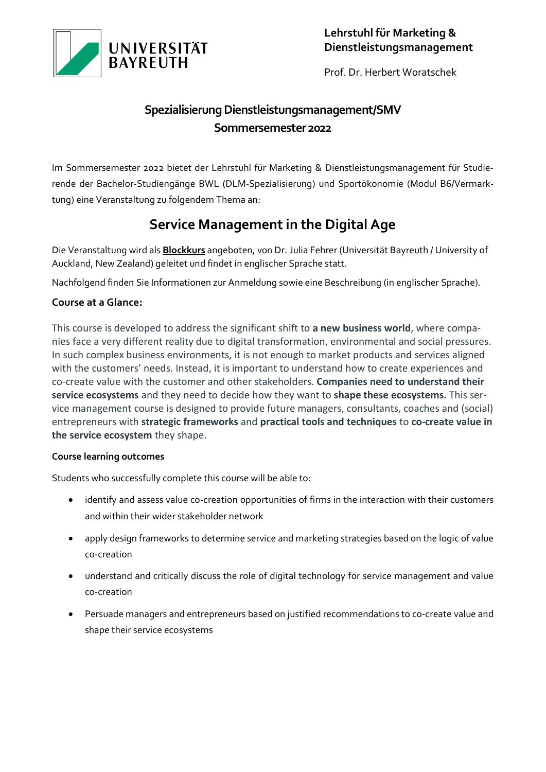UNIVERSITÄT BAYREUTH

**Lehrstuhl für Marketing & Dienstleistungsmanagement**

Prof. Dr. Herbert Woratschek

## Spezialisierung Dienstleistungsmanagement/SMV
## Sommersemester 2022

Im Sommersemester 2022 bietet der Lehrstuhl für Marketing & Dienstleistungsmanagement für Studierende der Bachelor-Studiengänge BWL (DLM-Spezialisierung) und Sportökonomie (Modul B6/Vermarktung) eine Veranstaltung zu folgendem Thema an:

# Service Management in the Digital Age

Die Veranstaltung wird als **Blockkurs** angeboten, von Dr. Julia Fehrer (Universität Bayreuth / University of Auckland, New Zealand) geleitet und findet in englischer Sprache statt.

Nachfolgend finden Sie Informationen zur Anmeldung sowie eine Beschreibung (in englischer Sprache).

### Course at a Glance:

This course is developed to address the significant shift to **a new business world**, where companies face a very different reality due to digital transformation, environmental and social pressures. In such complex business environments, it is not enough to market products and services aligned with the customers' needs. Instead, it is important to understand how to create experiences and co-create value with the customer and other stakeholders. **Companies need to understand their service ecosystems** and they need to decide how they want to **shape these ecosystems.** This service management course is designed to provide future managers, consultants, coaches and (social) entrepreneurs with **strategic frameworks** and **practical tools and techniques** to **co-create value in the service ecosystem** they shape.

#### Course learning outcomes

Students who successfully complete this course will be able to:

- identify and assess value co-creation opportunities of firms in the interaction with their customers and within their wider stakeholder network
- apply design frameworks to determine service and marketing strategies based on the logic of value co-creation
- understand and critically discuss the role of digital technology for service management and value co-creation
- Persuade managers and entrepreneurs based on justified recommendations to co-create value and shape their service ecosystems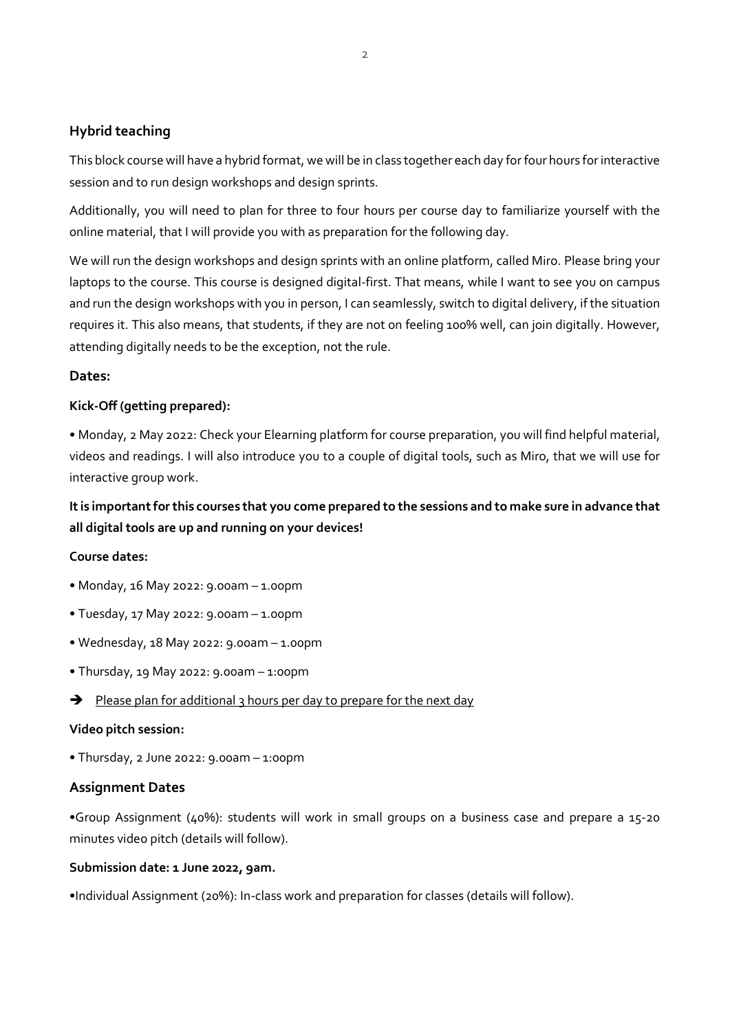## Hybrid teaching

This block course will have a hybrid format, we will be in class together each day for four hours for interactive session and to run design workshops and design sprints.

Additionally, you will need to plan for three to four hours per course day to familiarize yourself with the online material, that I will provide you with as preparation for the following day.

We will run the design workshops and design sprints with an online platform, called Miro. Please bring your laptops to the course. This course is designed digital-first. That means, while I want to see you on campus and run the design workshops with you in person, I can seamlessly, switch to digital delivery, if the situation requires it. This also means, that students, if they are not on feeling 100% well, can join digitally. However, attending digitally needs to be the exception, not the rule.

## Dates:

**Kick-Off (getting prepared):**

• Monday, 2 May 2022: Check your Elearning platform for course preparation, you will find helpful material, videos and readings. I will also introduce you to a couple of digital tools, such as Miro, that we will use for interactive group work.

**It is important for this courses that you come prepared to the sessions and to make sure in advance that all digital tools are up and running on your devices!**

**Course dates:**

• Monday, 16 May 2022: 9.00am – 1.00pm

• Tuesday, 17 May 2022: 9.00am – 1.00pm

• Wednesday, 18 May 2022: 9.00am – 1.00pm

• Thursday, 19 May 2022: 9.00am – 1:00pm

➔ Please plan for additional 3 hours per day to prepare for the next day

**Video pitch session:**

• Thursday, 2 June 2022: 9.00am – 1:00pm

## Assignment Dates

•Group Assignment (40%): students will work in small groups on a business case and prepare a 15-20 minutes video pitch (details will follow).

**Submission date: 1 June 2022, 9am.**

•Individual Assignment (20%): In-class work and preparation for classes (details will follow).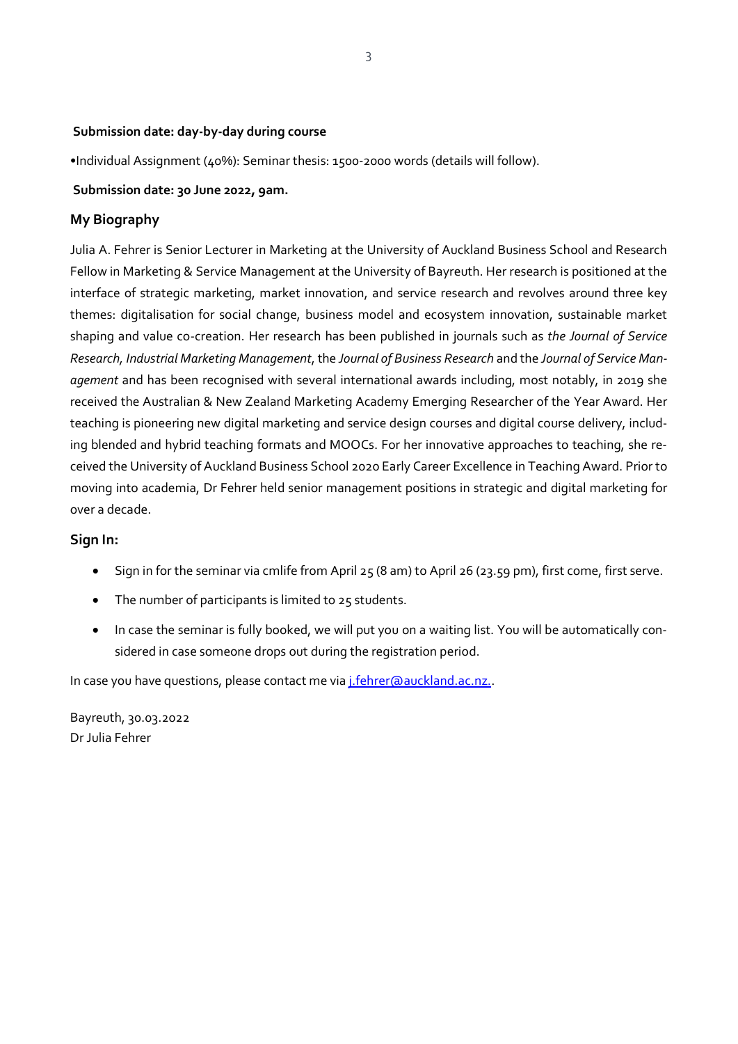**Submission date: day-by-day during course**

•Individual Assignment (40%): Seminar thesis: 1500-2000 words (details will follow).

**Submission date: 30 June 2022, 9am.**

## My Biography

Julia A. Fehrer is Senior Lecturer in Marketing at the University of Auckland Business School and Research Fellow in Marketing & Service Management at the University of Bayreuth. Her research is positioned at the interface of strategic marketing, market innovation, and service research and revolves around three key themes: digitalisation for social change, business model and ecosystem innovation, sustainable market shaping and value co-creation. Her research has been published in journals such as *the Journal of Service Research*, *Industrial Marketing Management*, the *Journal of Business Research* and the *Journal of Service Management* and has been recognised with several international awards including, most notably, in 2019 she received the Australian & New Zealand Marketing Academy Emerging Researcher of the Year Award. Her teaching is pioneering new digital marketing and service design courses and digital course delivery, including blended and hybrid teaching formats and MOOCs. For her innovative approaches to teaching, she received the University of Auckland Business School 2020 Early Career Excellence in Teaching Award. Prior to moving into academia, Dr Fehrer held senior management positions in strategic and digital marketing for over a decade.

## Sign In:

- Sign in for the seminar via cmlife from April 25 (8 am) to April 26 (23.59 pm), first come, first serve.
- The number of participants is limited to 25 students.
- In case the seminar is fully booked, we will put you on a waiting list. You will be automatically considered in case someone drops out during the registration period.

In case you have questions, please contact me via j.fehrer@auckland.ac.nz..

Bayreuth, 30.03.2022
Dr Julia Fehrer